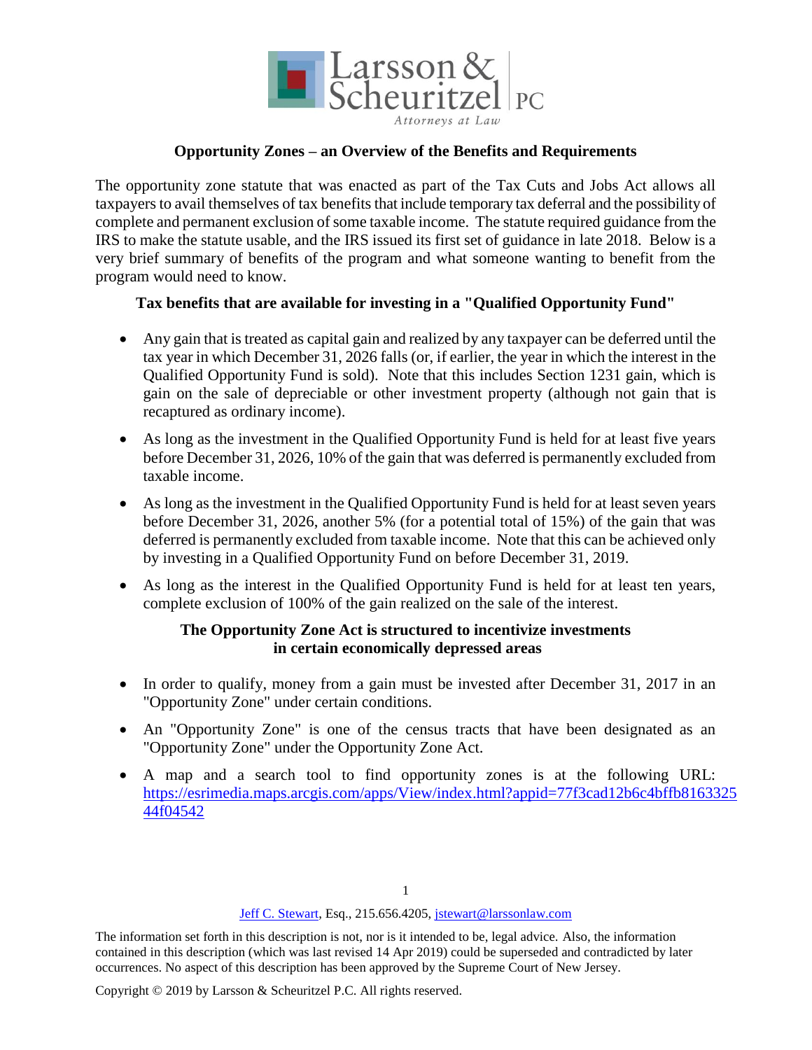Larsson & Scheuritzel PC

*Attorneys at Law*

## Opportunity Zones – an Overview of the Benefits and Requirements

The opportunity zone statute that was enacted as part of the Tax Cuts and Jobs Act allows all taxpayers to avail themselves of tax benefits that include temporary tax deferral and the possibility of complete and permanent exclusion of some taxable income. The statute required guidance from the IRS to make the statute usable, and the IRS issued its first set of guidance in late 2018. Below is a very brief summary of benefits of the program and what someone wanting to benefit from the program would need to know.

### Tax benefits that are available for investing in a "Qualified Opportunity Fund"

- Any gain that is treated as capital gain and realized by any taxpayer can be deferred until the tax year in which December 31, 2026 falls (or, if earlier, the year in which the interest in the Qualified Opportunity Fund is sold). Note that this includes Section 1231 gain, which is gain on the sale of depreciable or other investment property (although not gain that is recaptured as ordinary income).
- As long as the investment in the Qualified Opportunity Fund is held for at least five years before December 31, 2026, 10% of the gain that was deferred is permanently excluded from taxable income.
- As long as the investment in the Qualified Opportunity Fund is held for at least seven years before December 31, 2026, another 5% (for a potential total of 15%) of the gain that was deferred is permanently excluded from taxable income. Note that this can be achieved only by investing in a Qualified Opportunity Fund on before December 31, 2019.
- As long as the interest in the Qualified Opportunity Fund is held for at least ten years, complete exclusion of 100% of the gain realized on the sale of the interest.

### The Opportunity Zone Act is structured to incentivize investments in certain economically depressed areas

- In order to qualify, money from a gain must be invested after December 31, 2017 in an "Opportunity Zone" under certain conditions.
- An "Opportunity Zone" is one of the census tracts that have been designated as an "Opportunity Zone" under the Opportunity Zone Act.
- A map and a search tool to find opportunity zones is at the following URL: https://esrimedia.maps.arcgis.com/apps/View/index.html?appid=77f3cad12b6c4bffb816332544f04542

Jeff C. Stewart, Esq., 215.656.4205, jstewart@larssonlaw.com

The information set forth in this description is not, nor is it intended to be, legal advice. Also, the information contained in this description (which was last revised 14 Apr 2019) could be superseded and contradicted by later occurrences. No aspect of this description has been approved by the Supreme Court of New Jersey.

Copyright © 2019 by Larsson & Scheuritzel P.C. All rights reserved.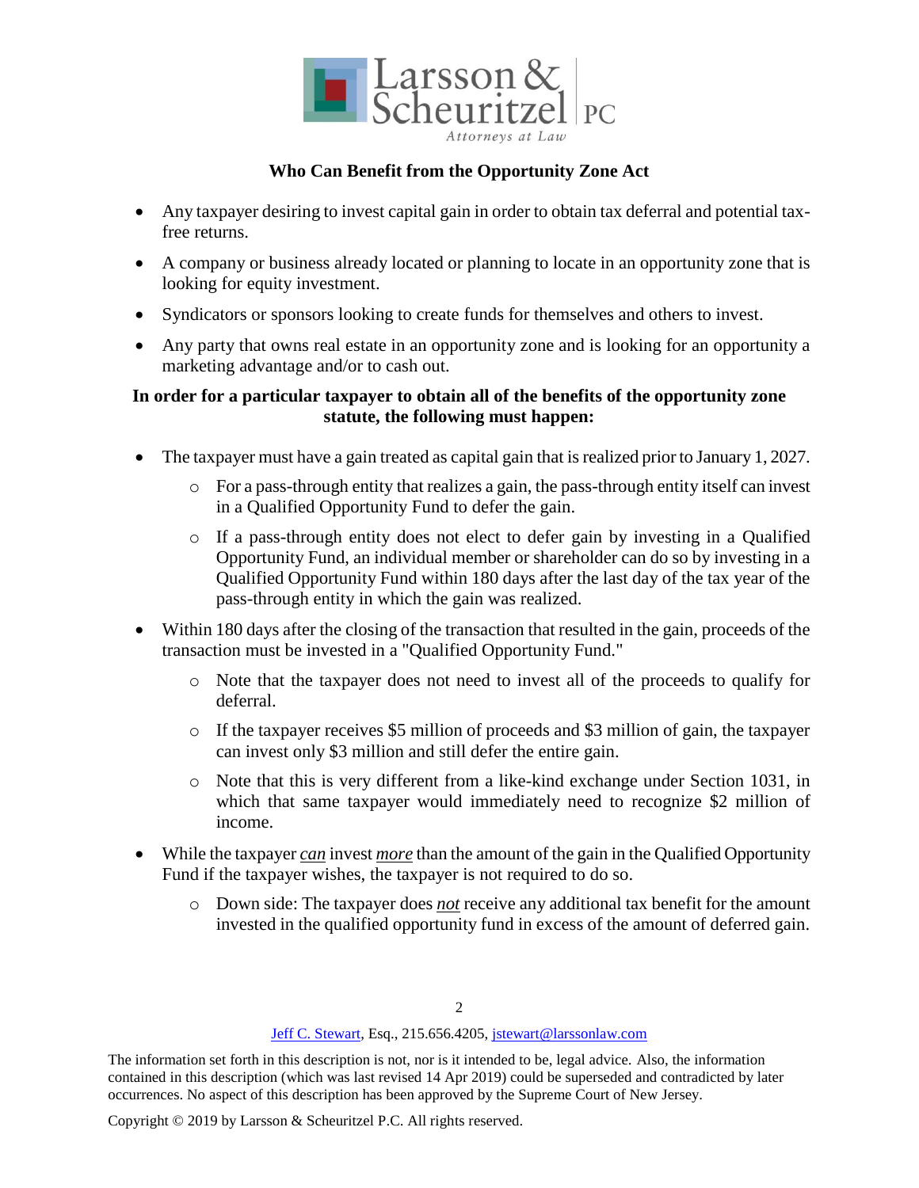## Who Can Benefit from the Opportunity Zone Act

- Any taxpayer desiring to invest capital gain in order to obtain tax deferral and potential tax-free returns.
- A company or business already located or planning to locate in an opportunity zone that is looking for equity investment.
- Syndicators or sponsors looking to create funds for themselves and others to invest.
- Any party that owns real estate in an opportunity zone and is looking for an opportunity a marketing advantage and/or to cash out.

### In order for a particular taxpayer to obtain all of the benefits of the opportunity zone statute, the following must happen:

- The taxpayer must have a gain treated as capital gain that is realized prior to January 1, 2027.
  - For a pass-through entity that realizes a gain, the pass-through entity itself can invest in a Qualified Opportunity Fund to defer the gain.
  - If a pass-through entity does not elect to defer gain by investing in a Qualified Opportunity Fund, an individual member or shareholder can do so by investing in a Qualified Opportunity Fund within 180 days after the last day of the tax year of the pass-through entity in which the gain was realized.
- Within 180 days after the closing of the transaction that resulted in the gain, proceeds of the transaction must be invested in a "Qualified Opportunity Fund."
  - Note that the taxpayer does not need to invest all of the proceeds to qualify for deferral.
  - If the taxpayer receives $5 million of proceeds and $3 million of gain, the taxpayer can invest only $3 million and still defer the entire gain.
  - Note that this is very different from a like-kind exchange under Section 1031, in which that same taxpayer would immediately need to recognize $2 million of income.
- While the taxpayer ***can*** invest ***more*** than the amount of the gain in the Qualified Opportunity Fund if the taxpayer wishes, the taxpayer is not required to do so.
  - Down side: The taxpayer does ***not*** receive any additional tax benefit for the amount invested in the qualified opportunity fund in excess of the amount of deferred gain.

Jeff C. Stewart, Esq., 215.656.4205, jstewart@larssonlaw.com

The information set forth in this description is not, nor is it intended to be, legal advice. Also, the information contained in this description (which was last revised 14 Apr 2019) could be superseded and contradicted by later occurrences. No aspect of this description has been approved by the Supreme Court of New Jersey.

Copyright © 2019 by Larsson & Scheuritzel P.C. All rights reserved.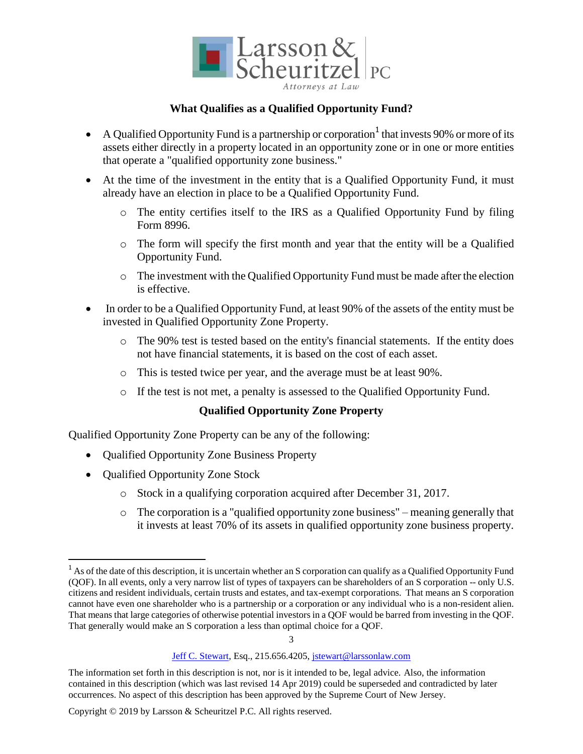## What Qualifies as a Qualified Opportunity Fund?

- A Qualified Opportunity Fund is a partnership or corporation[1] that invests 90% or more of its assets either directly in a property located in an opportunity zone or in one or more entities that operate a "qualified opportunity zone business."
- At the time of the investment in the entity that is a Qualified Opportunity Fund, it must already have an election in place to be a Qualified Opportunity Fund.
  - The entity certifies itself to the IRS as a Qualified Opportunity Fund by filing Form 8996.
  - The form will specify the first month and year that the entity will be a Qualified Opportunity Fund.
  - The investment with the Qualified Opportunity Fund must be made after the election is effective.
- In order to be a Qualified Opportunity Fund, at least 90% of the assets of the entity must be invested in Qualified Opportunity Zone Property.
  - The 90% test is tested based on the entity's financial statements. If the entity does not have financial statements, it is based on the cost of each asset.
  - This is tested twice per year, and the average must be at least 90%.
  - If the test is not met, a penalty is assessed to the Qualified Opportunity Fund.

## Qualified Opportunity Zone Property

Qualified Opportunity Zone Property can be any of the following:

- Qualified Opportunity Zone Business Property
- Qualified Opportunity Zone Stock
  - Stock in a qualifying corporation acquired after December 31, 2017.
  - The corporation is a "qualified opportunity zone business" – meaning generally that it invests at least 70% of its assets in qualified opportunity zone business property.

---

[1] As of the date of this description, it is uncertain whether an S corporation can qualify as a Qualified Opportunity Fund (QOF). In all events, only a very narrow list of types of taxpayers can be shareholders of an S corporation -- only U.S. citizens and resident individuals, certain trusts and estates, and tax-exempt corporations. That means an S corporation cannot have even one shareholder who is a partnership or a corporation or any individual who is a non-resident alien. That means that large categories of otherwise potential investors in a QOF would be barred from investing in the QOF. That generally would make an S corporation a less than optimal choice for a QOF.

Jeff C. Stewart, Esq., 215.656.4205, jstewart@larssonlaw.com

The information set forth in this description is not, nor is it intended to be, legal advice. Also, the information contained in this description (which was last revised 14 Apr 2019) could be superseded and contradicted by later occurrences. No aspect of this description has been approved by the Supreme Court of New Jersey.

Copyright © 2019 by Larsson & Scheuritzel P.C. All rights reserved.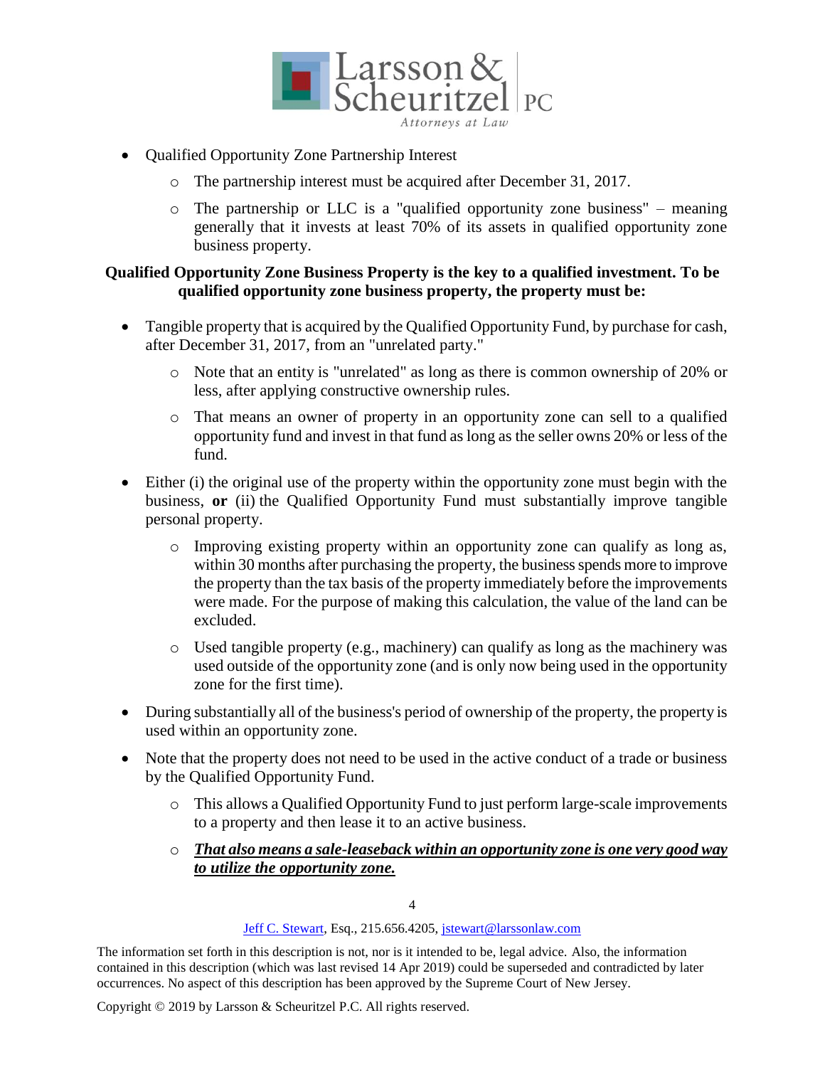- Qualified Opportunity Zone Partnership Interest
  - The partnership interest must be acquired after December 31, 2017.
  - The partnership or LLC is a "qualified opportunity zone business" – meaning generally that it invests at least 70% of its assets in qualified opportunity zone business property.

**Qualified Opportunity Zone Business Property is the key to a qualified investment. To be qualified opportunity zone business property, the property must be:**

- Tangible property that is acquired by the Qualified Opportunity Fund, by purchase for cash, after December 31, 2017, from an "unrelated party."
  - Note that an entity is "unrelated" as long as there is common ownership of 20% or less, after applying constructive ownership rules.
  - That means an owner of property in an opportunity zone can sell to a qualified opportunity fund and invest in that fund as long as the seller owns 20% or less of the fund.
- Either (i) the original use of the property within the opportunity zone must begin with the business, **or** (ii) the Qualified Opportunity Fund must substantially improve tangible personal property.
  - Improving existing property within an opportunity zone can qualify as long as, within 30 months after purchasing the property, the business spends more to improve the property than the tax basis of the property immediately before the improvements were made. For the purpose of making this calculation, the value of the land can be excluded.
  - Used tangible property (e.g., machinery) can qualify as long as the machinery was used outside of the opportunity zone (and is only now being used in the opportunity zone for the first time).
- During substantially all of the business's period of ownership of the property, the property is used within an opportunity zone.
- Note that the property does not need to be used in the active conduct of a trade or business by the Qualified Opportunity Fund.
  - This allows a Qualified Opportunity Fund to just perform large-scale improvements to a property and then lease it to an active business.
  - ***<u>That also means a sale-leaseback within an opportunity zone is one very good way to utilize the opportunity zone.</u>***

Jeff C. Stewart, Esq., 215.656.4205, jstewart@larssonlaw.com

The information set forth in this description is not, nor is it intended to be, legal advice. Also, the information contained in this description (which was last revised 14 Apr 2019) could be superseded and contradicted by later occurrences. No aspect of this description has been approved by the Supreme Court of New Jersey.

Copyright © 2019 by Larsson & Scheuritzel P.C. All rights reserved.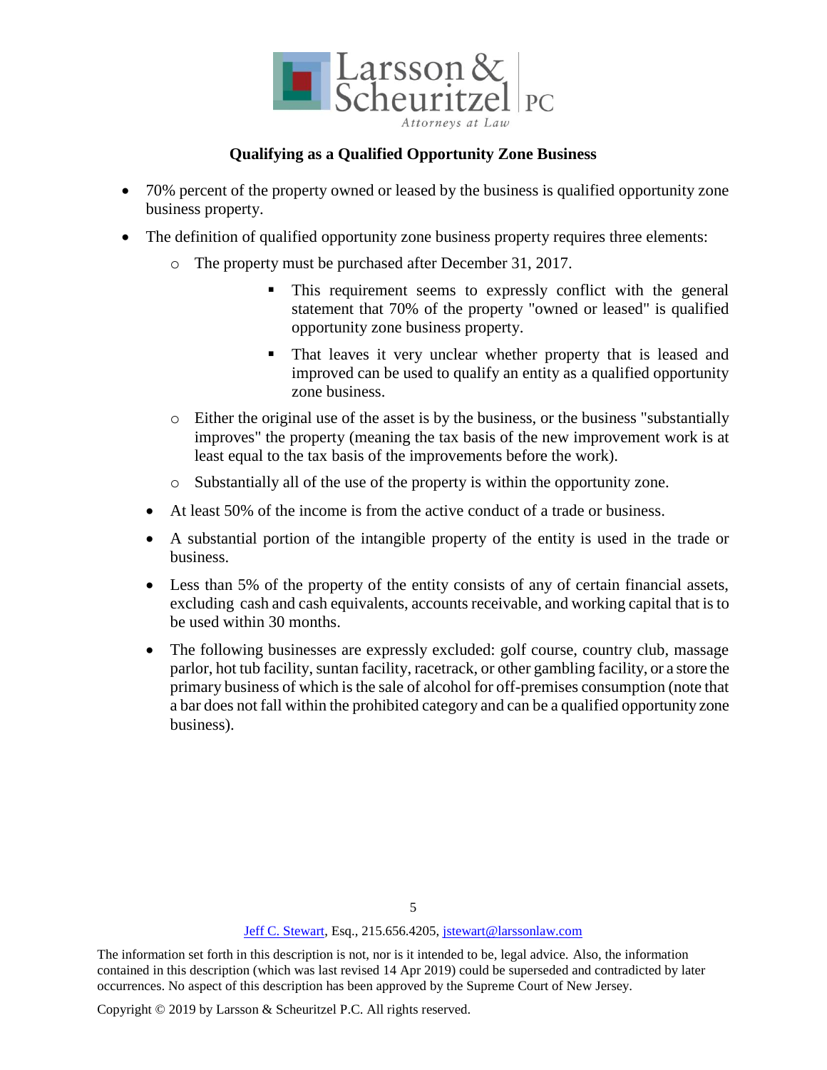**Qualifying as a Qualified Opportunity Zone Business**

- 70% percent of the property owned or leased by the business is qualified opportunity zone business property.
- The definition of qualified opportunity zone business property requires three elements:
    - The property must be purchased after December 31, 2017.
        - This requirement seems to expressly conflict with the general statement that 70% of the property "owned or leased" is qualified opportunity zone business property.
        - That leaves it very unclear whether property that is leased and improved can be used to qualify an entity as a qualified opportunity zone business.
    - Either the original use of the asset is by the business, or the business "substantially improves" the property (meaning the tax basis of the new improvement work is at least equal to the tax basis of the improvements before the work).
    - Substantially all of the use of the property is within the opportunity zone.
- At least 50% of the income is from the active conduct of a trade or business.
- A substantial portion of the intangible property of the entity is used in the trade or business.
- Less than 5% of the property of the entity consists of any of certain financial assets, excluding cash and cash equivalents, accounts receivable, and working capital that is to be used within 30 months.
- The following businesses are expressly excluded: golf course, country club, massage parlor, hot tub facility, suntan facility, racetrack, or other gambling facility, or a store the primary business of which is the sale of alcohol for off-premises consumption (note that a bar does not fall within the prohibited category and can be a qualified opportunity zone business).

Jeff C. Stewart, Esq., 215.656.4205, jstewart@larssonlaw.com

The information set forth in this description is not, nor is it intended to be, legal advice. Also, the information contained in this description (which was last revised 14 Apr 2019) could be superseded and contradicted by later occurrences. No aspect of this description has been approved by the Supreme Court of New Jersey.

Copyright © 2019 by Larsson & Scheuritzel P.C. All rights reserved.